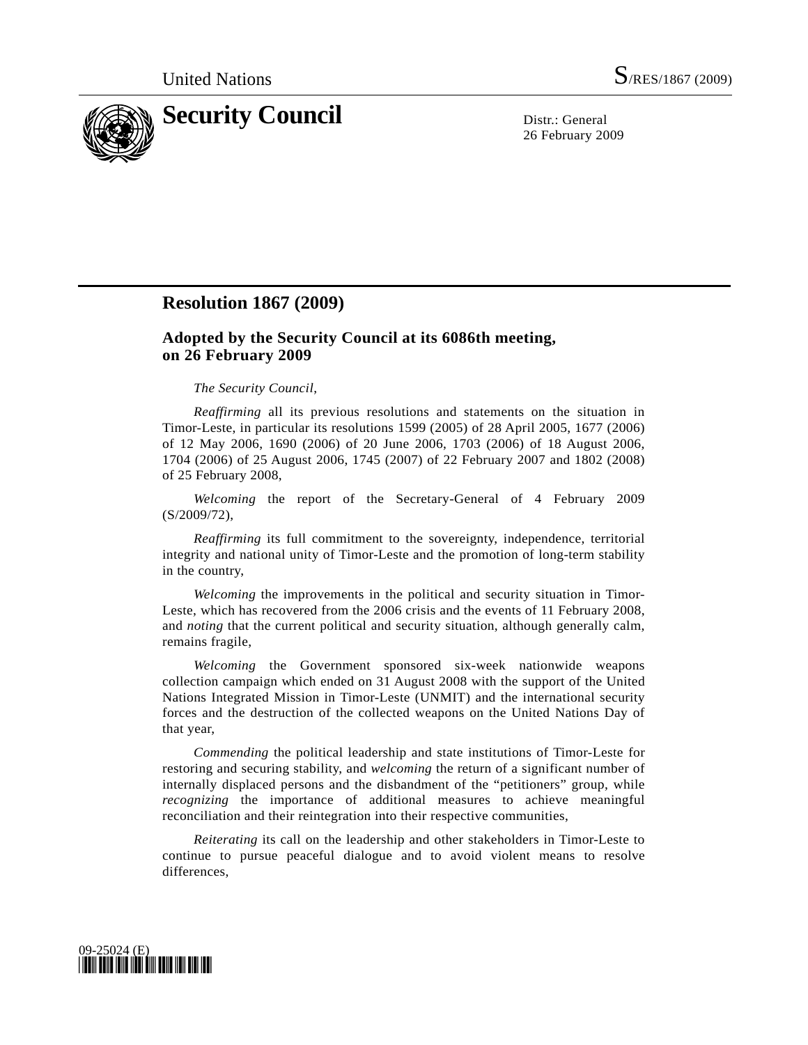United Nations S/RES/1867 (2009)

# Security Council

Distr.: General
26 February 2009

## Resolution 1867 (2009)

### Adopted by the Security Council at its 6086th meeting, on 26 February 2009

*The Security Council*,

*Reaffirming* all its previous resolutions and statements on the situation in Timor-Leste, in particular its resolutions 1599 (2005) of 28 April 2005, 1677 (2006) of 12 May 2006, 1690 (2006) of 20 June 2006, 1703 (2006) of 18 August 2006, 1704 (2006) of 25 August 2006, 1745 (2007) of 22 February 2007 and 1802 (2008) of 25 February 2008,

*Welcoming* the report of the Secretary-General of 4 February 2009 (S/2009/72),

*Reaffirming* its full commitment to the sovereignty, independence, territorial integrity and national unity of Timor-Leste and the promotion of long-term stability in the country,

*Welcoming* the improvements in the political and security situation in Timor-Leste, which has recovered from the 2006 crisis and the events of 11 February 2008, and *noting* that the current political and security situation, although generally calm, remains fragile,

*Welcoming* the Government sponsored six-week nationwide weapons collection campaign which ended on 31 August 2008 with the support of the United Nations Integrated Mission in Timor-Leste (UNMIT) and the international security forces and the destruction of the collected weapons on the United Nations Day of that year,

*Commending* the political leadership and state institutions of Timor-Leste for restoring and securing stability, and *welcoming* the return of a significant number of internally displaced persons and the disbandment of the "petitioners" group, while *recognizing* the importance of additional measures to achieve meaningful reconciliation and their reintegration into their respective communities,

*Reiterating* its call on the leadership and other stakeholders in Timor-Leste to continue to pursue peaceful dialogue and to avoid violent means to resolve differences,

09-25024 (E)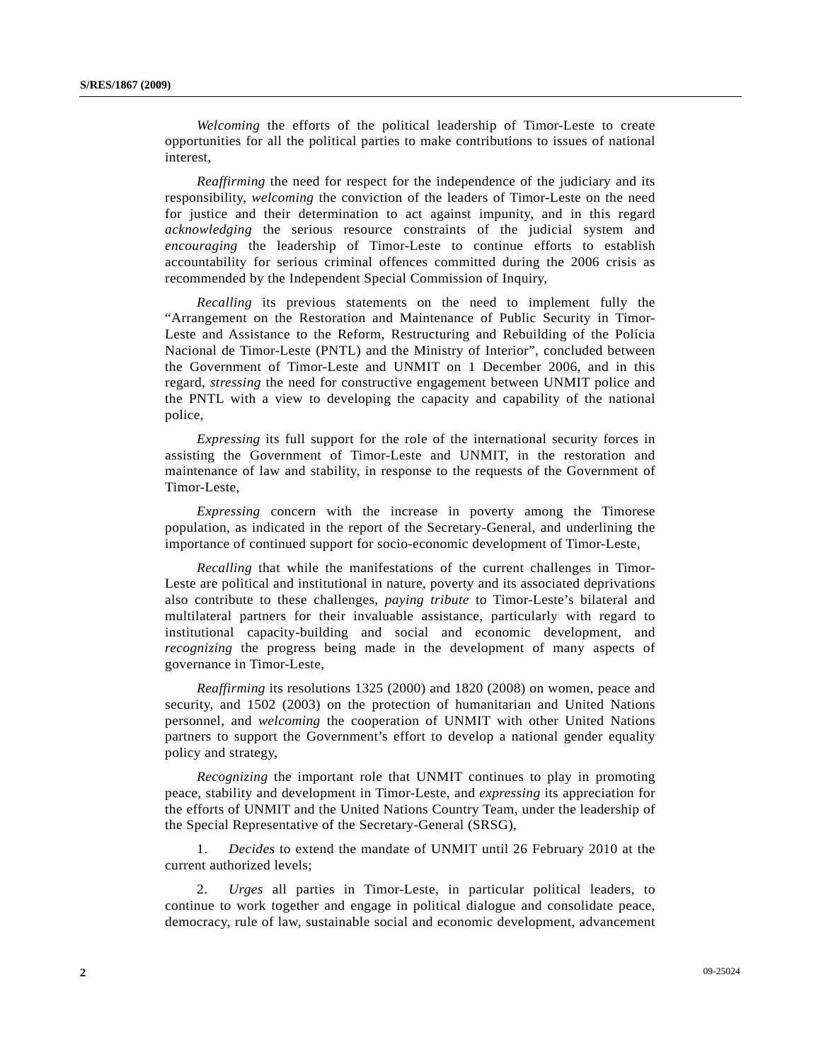*Welcoming* the efforts of the political leadership of Timor-Leste to create opportunities for all the political parties to make contributions to issues of national interest,

*Reaffirming* the need for respect for the independence of the judiciary and its responsibility, *welcoming* the conviction of the leaders of Timor-Leste on the need for justice and their determination to act against impunity, and in this regard *acknowledging* the serious resource constraints of the judicial system and *encouraging* the leadership of Timor-Leste to continue efforts to establish accountability for serious criminal offences committed during the 2006 crisis as recommended by the Independent Special Commission of Inquiry,

*Recalling* its previous statements on the need to implement fully the "Arrangement on the Restoration and Maintenance of Public Security in Timor-Leste and Assistance to the Reform, Restructuring and Rebuilding of the Polícia Nacional de Timor-Leste (PNTL) and the Ministry of Interior", concluded between the Government of Timor-Leste and UNMIT on 1 December 2006, and in this regard, *stressing* the need for constructive engagement between UNMIT police and the PNTL with a view to developing the capacity and capability of the national police,

*Expressing* its full support for the role of the international security forces in assisting the Government of Timor-Leste and UNMIT, in the restoration and maintenance of law and stability, in response to the requests of the Government of Timor-Leste,

*Expressing* concern with the increase in poverty among the Timorese population, as indicated in the report of the Secretary-General, and underlining the importance of continued support for socio-economic development of Timor-Leste,

*Recalling* that while the manifestations of the current challenges in Timor-Leste are political and institutional in nature, poverty and its associated deprivations also contribute to these challenges, *paying tribute* to Timor-Leste's bilateral and multilateral partners for their invaluable assistance, particularly with regard to institutional capacity-building and social and economic development, and *recognizing* the progress being made in the development of many aspects of governance in Timor-Leste,

*Reaffirming* its resolutions 1325 (2000) and 1820 (2008) on women, peace and security, and 1502 (2003) on the protection of humanitarian and United Nations personnel, and *welcoming* the cooperation of UNMIT with other United Nations partners to support the Government's effort to develop a national gender equality policy and strategy,

*Recognizing* the important role that UNMIT continues to play in promoting peace, stability and development in Timor-Leste, and *expressing* its appreciation for the efforts of UNMIT and the United Nations Country Team, under the leadership of the Special Representative of the Secretary-General (SRSG),

1. *Decides* to extend the mandate of UNMIT until 26 February 2010 at the current authorized levels;

2. *Urges* all parties in Timor-Leste, in particular political leaders, to continue to work together and engage in political dialogue and consolidate peace, democracy, rule of law, sustainable social and economic development, advancement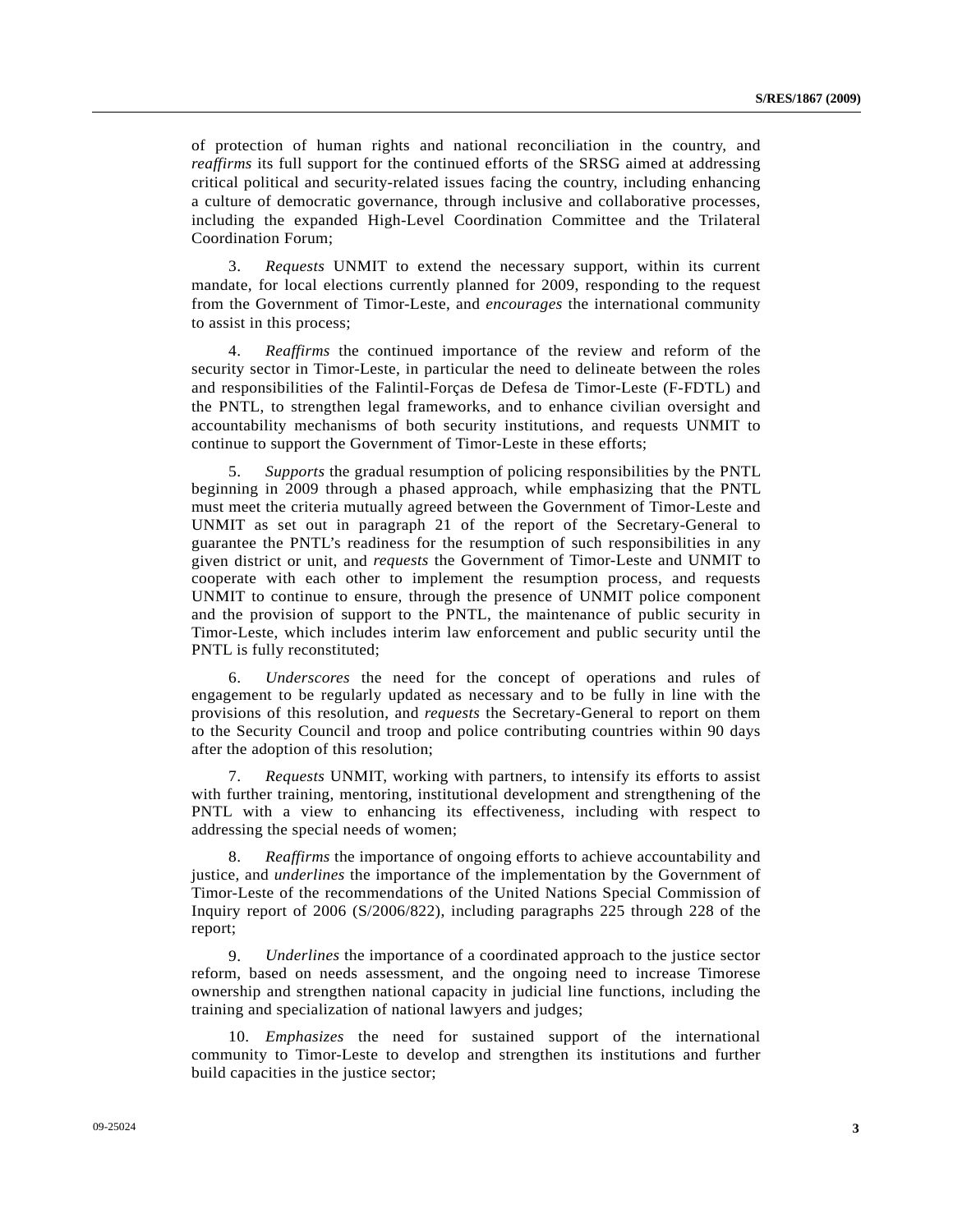of protection of human rights and national reconciliation in the country, and *reaffirms* its full support for the continued efforts of the SRSG aimed at addressing critical political and security-related issues facing the country, including enhancing a culture of democratic governance, through inclusive and collaborative processes, including the expanded High-Level Coordination Committee and the Trilateral Coordination Forum;

3. *Requests* UNMIT to extend the necessary support, within its current mandate, for local elections currently planned for 2009, responding to the request from the Government of Timor-Leste, and *encourages* the international community to assist in this process;

4. *Reaffirms* the continued importance of the review and reform of the security sector in Timor-Leste, in particular the need to delineate between the roles and responsibilities of the Falintil-Forças de Defesa de Timor-Leste (F-FDTL) and the PNTL, to strengthen legal frameworks, and to enhance civilian oversight and accountability mechanisms of both security institutions, and requests UNMIT to continue to support the Government of Timor-Leste in these efforts;

5. *Supports* the gradual resumption of policing responsibilities by the PNTL beginning in 2009 through a phased approach, while emphasizing that the PNTL must meet the criteria mutually agreed between the Government of Timor-Leste and UNMIT as set out in paragraph 21 of the report of the Secretary-General to guarantee the PNTL's readiness for the resumption of such responsibilities in any given district or unit, and *requests* the Government of Timor-Leste and UNMIT to cooperate with each other to implement the resumption process, and requests UNMIT to continue to ensure, through the presence of UNMIT police component and the provision of support to the PNTL, the maintenance of public security in Timor-Leste, which includes interim law enforcement and public security until the PNTL is fully reconstituted;

6. *Underscores* the need for the concept of operations and rules of engagement to be regularly updated as necessary and to be fully in line with the provisions of this resolution, and *requests* the Secretary-General to report on them to the Security Council and troop and police contributing countries within 90 days after the adoption of this resolution;

7. *Requests* UNMIT, working with partners, to intensify its efforts to assist with further training, mentoring, institutional development and strengthening of the PNTL with a view to enhancing its effectiveness, including with respect to addressing the special needs of women;

8. *Reaffirms* the importance of ongoing efforts to achieve accountability and justice, and *underlines* the importance of the implementation by the Government of Timor-Leste of the recommendations of the United Nations Special Commission of Inquiry report of 2006 (S/2006/822), including paragraphs 225 through 228 of the report;

9. *Underlines* the importance of a coordinated approach to the justice sector reform, based on needs assessment, and the ongoing need to increase Timorese ownership and strengthen national capacity in judicial line functions, including the training and specialization of national lawyers and judges;

10. *Emphasizes* the need for sustained support of the international community to Timor-Leste to develop and strengthen its institutions and further build capacities in the justice sector;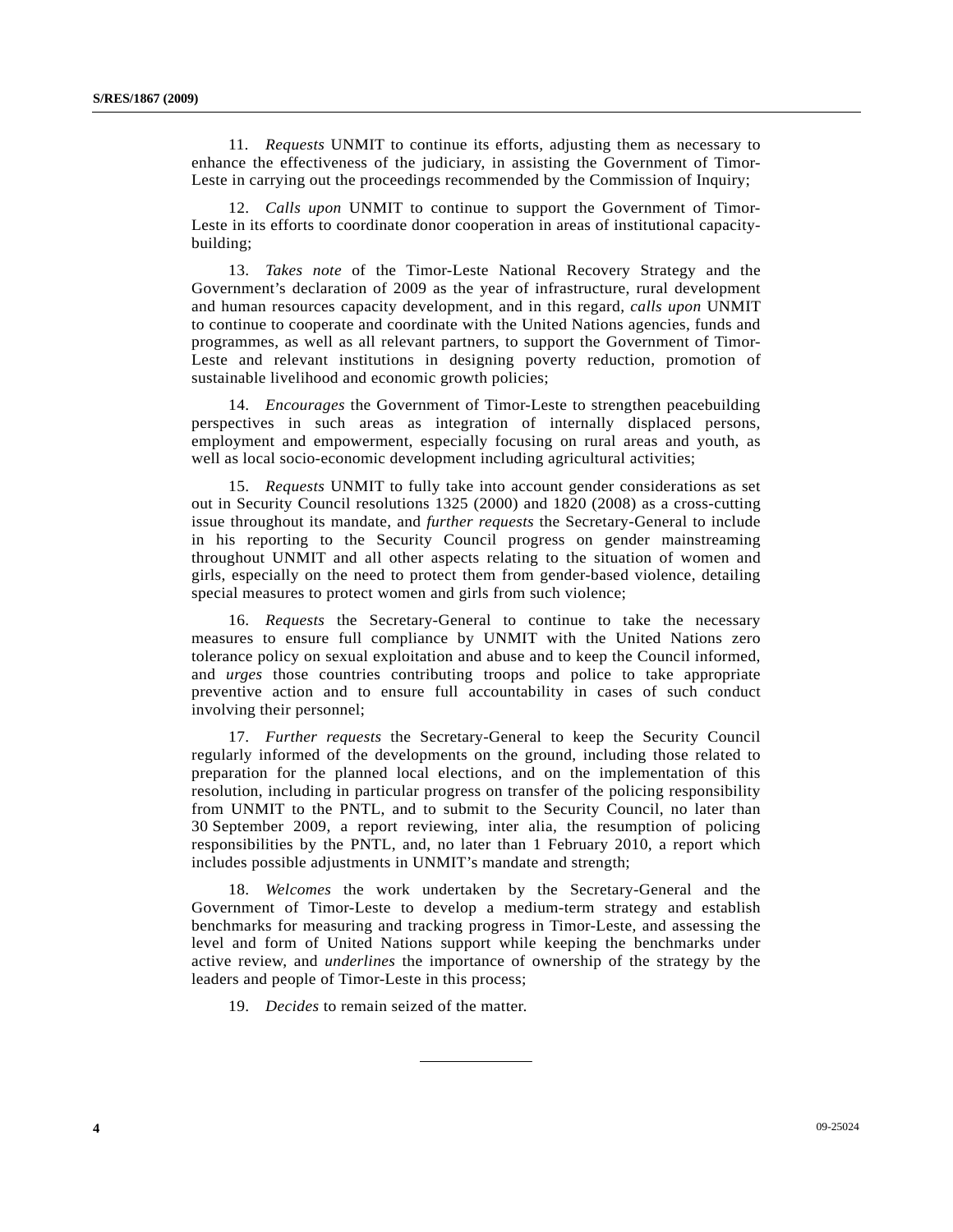11. *Requests* UNMIT to continue its efforts, adjusting them as necessary to enhance the effectiveness of the judiciary, in assisting the Government of Timor-Leste in carrying out the proceedings recommended by the Commission of Inquiry;

12. *Calls upon* UNMIT to continue to support the Government of Timor-Leste in its efforts to coordinate donor cooperation in areas of institutional capacity-building;

13. *Takes note* of the Timor-Leste National Recovery Strategy and the Government's declaration of 2009 as the year of infrastructure, rural development and human resources capacity development, and in this regard, *calls upon* UNMIT to continue to cooperate and coordinate with the United Nations agencies, funds and programmes, as well as all relevant partners, to support the Government of Timor-Leste and relevant institutions in designing poverty reduction, promotion of sustainable livelihood and economic growth policies;

14. *Encourages* the Government of Timor-Leste to strengthen peacebuilding perspectives in such areas as integration of internally displaced persons, employment and empowerment, especially focusing on rural areas and youth, as well as local socio-economic development including agricultural activities;

15. *Requests* UNMIT to fully take into account gender considerations as set out in Security Council resolutions 1325 (2000) and 1820 (2008) as a cross-cutting issue throughout its mandate, and *further requests* the Secretary-General to include in his reporting to the Security Council progress on gender mainstreaming throughout UNMIT and all other aspects relating to the situation of women and girls, especially on the need to protect them from gender-based violence, detailing special measures to protect women and girls from such violence;

16. *Requests* the Secretary-General to continue to take the necessary measures to ensure full compliance by UNMIT with the United Nations zero tolerance policy on sexual exploitation and abuse and to keep the Council informed, and *urges* those countries contributing troops and police to take appropriate preventive action and to ensure full accountability in cases of such conduct involving their personnel;

17. *Further requests* the Secretary-General to keep the Security Council regularly informed of the developments on the ground, including those related to preparation for the planned local elections, and on the implementation of this resolution, including in particular progress on transfer of the policing responsibility from UNMIT to the PNTL, and to submit to the Security Council, no later than 30 September 2009, a report reviewing, inter alia, the resumption of policing responsibilities by the PNTL, and, no later than 1 February 2010, a report which includes possible adjustments in UNMIT's mandate and strength;

18. *Welcomes* the work undertaken by the Secretary-General and the Government of Timor-Leste to develop a medium-term strategy and establish benchmarks for measuring and tracking progress in Timor-Leste, and assessing the level and form of United Nations support while keeping the benchmarks under active review, and *underlines* the importance of ownership of the strategy by the leaders and people of Timor-Leste in this process;

19. *Decides* to remain seized of the matter.